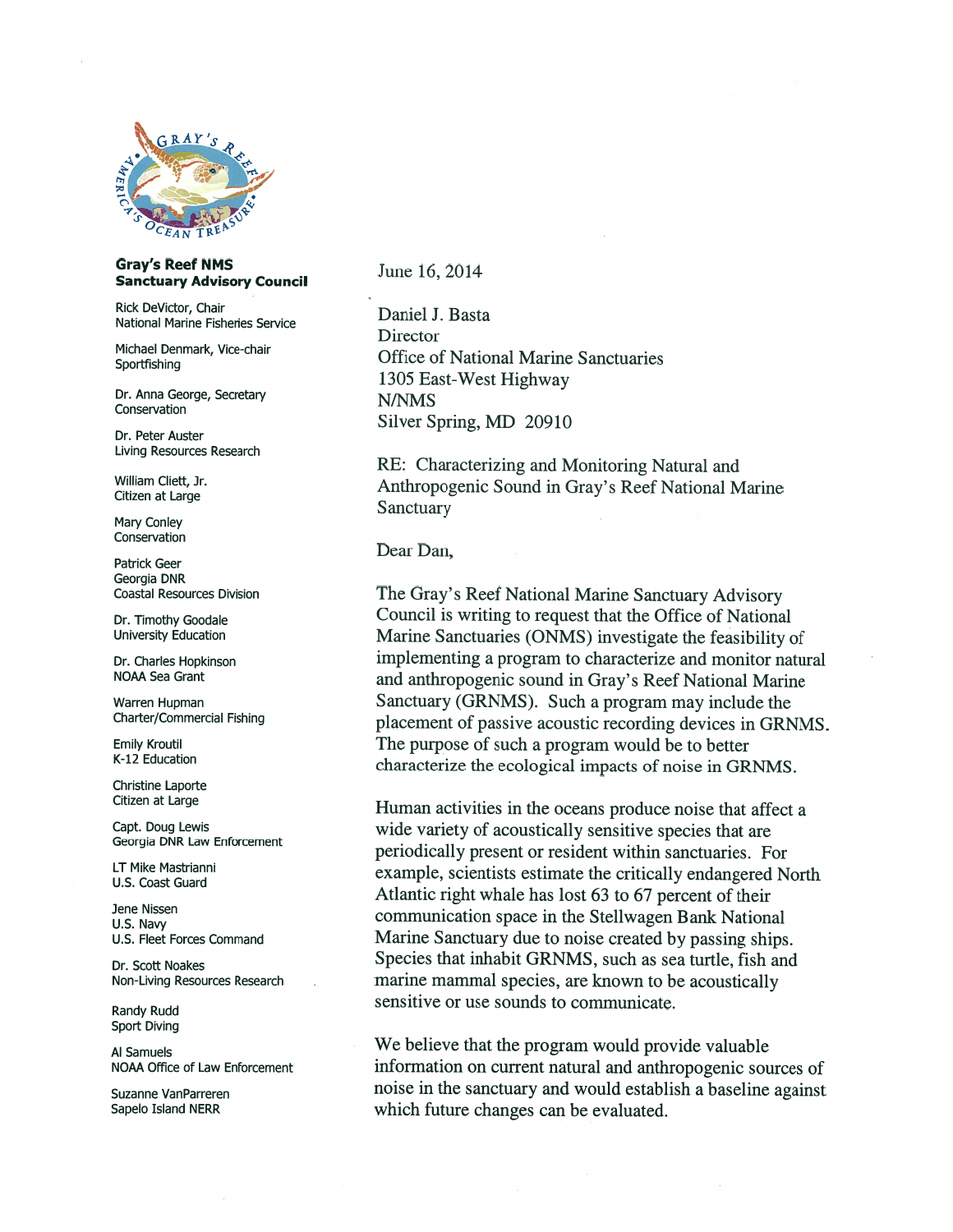**Gray's Reef NMS**
**Sanctuary Advisory Council**

Rick DeVictor, Chair
National Marine Fisheries Service

Michael Denmark, Vice-chair
Sportfishing

Dr. Anna George, Secretary
Conservation

Dr. Peter Auster
Living Resources Research

William Cliett, Jr.
Citizen at Large

Mary Conley
Conservation

Patrick Geer
Georgia DNR
Coastal Resources Division

Dr. Timothy Goodale
University Education

Dr. Charles Hopkinson
NOAA Sea Grant

Warren Hupman
Charter/Commercial Fishing

Emily Kroutil
K-12 Education

Christine Laporte
Citizen at Large

Capt. Doug Lewis
Georgia DNR Law Enforcement

LT Mike Mastrianni
U.S. Coast Guard

Jene Nissen
U.S. Navy
U.S. Fleet Forces Command

Dr. Scott Noakes
Non-Living Resources Research

Randy Rudd
Sport Diving

Al Samuels
NOAA Office of Law Enforcement

Suzanne VanParreren
Sapelo Island NERR

June 16, 2014

Daniel J. Basta
Director
Office of National Marine Sanctuaries
1305 East-West Highway
N/NMS
Silver Spring, MD 20910

RE: Characterizing and Monitoring Natural and Anthropogenic Sound in Gray's Reef National Marine Sanctuary

Dear Dan,

The Gray's Reef National Marine Sanctuary Advisory Council is writing to request that the Office of National Marine Sanctuaries (ONMS) investigate the feasibility of implementing a program to characterize and monitor natural and anthropogenic sound in Gray's Reef National Marine Sanctuary (GRNMS). Such a program may include the placement of passive acoustic recording devices in GRNMS. The purpose of such a program would be to better characterize the ecological impacts of noise in GRNMS.

Human activities in the oceans produce noise that affect a wide variety of acoustically sensitive species that are periodically present or resident within sanctuaries. For example, scientists estimate the critically endangered North Atlantic right whale has lost 63 to 67 percent of their communication space in the Stellwagen Bank National Marine Sanctuary due to noise created by passing ships. Species that inhabit GRNMS, such as sea turtle, fish and marine mammal species, are known to be acoustically sensitive or use sounds to communicate.

We believe that the program would provide valuable information on current natural and anthropogenic sources of noise in the sanctuary and would establish a baseline against which future changes can be evaluated.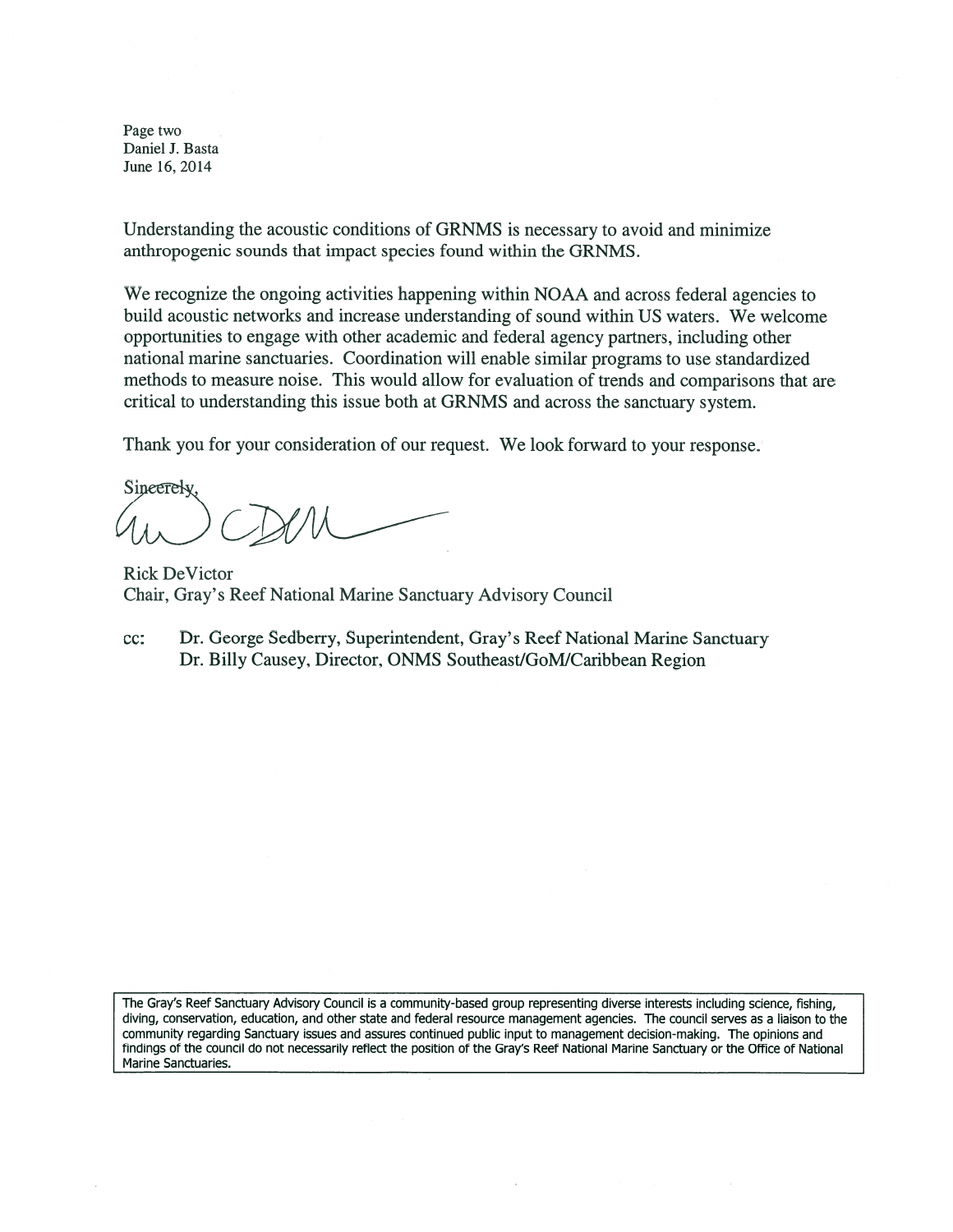Page two
Daniel J. Basta
June 16, 2014

Understanding the acoustic conditions of GRNMS is necessary to avoid and minimize anthropogenic sounds that impact species found within the GRNMS.

We recognize the ongoing activities happening within NOAA and across federal agencies to build acoustic networks and increase understanding of sound within US waters. We welcome opportunities to engage with other academic and federal agency partners, including other national marine sanctuaries. Coordination will enable similar programs to use standardized methods to measure noise. This would allow for evaluation of trends and comparisons that are critical to understanding this issue both at GRNMS and across the sanctuary system.

Thank you for your consideration of our request. We look forward to your response.

Sincerely,

Rick DeVictor
Chair, Gray's Reef National Marine Sanctuary Advisory Council

cc: Dr. George Sedberry, Superintendent, Gray's Reef National Marine Sanctuary
Dr. Billy Causey, Director, ONMS Southeast/GoM/Caribbean Region

The Gray's Reef Sanctuary Advisory Council is a community-based group representing diverse interests including science, fishing, diving, conservation, education, and other state and federal resource management agencies. The council serves as a liaison to the community regarding Sanctuary issues and assures continued public input to management decision-making. The opinions and findings of the council do not necessarily reflect the position of the Gray's Reef National Marine Sanctuary or the Office of National Marine Sanctuaries.